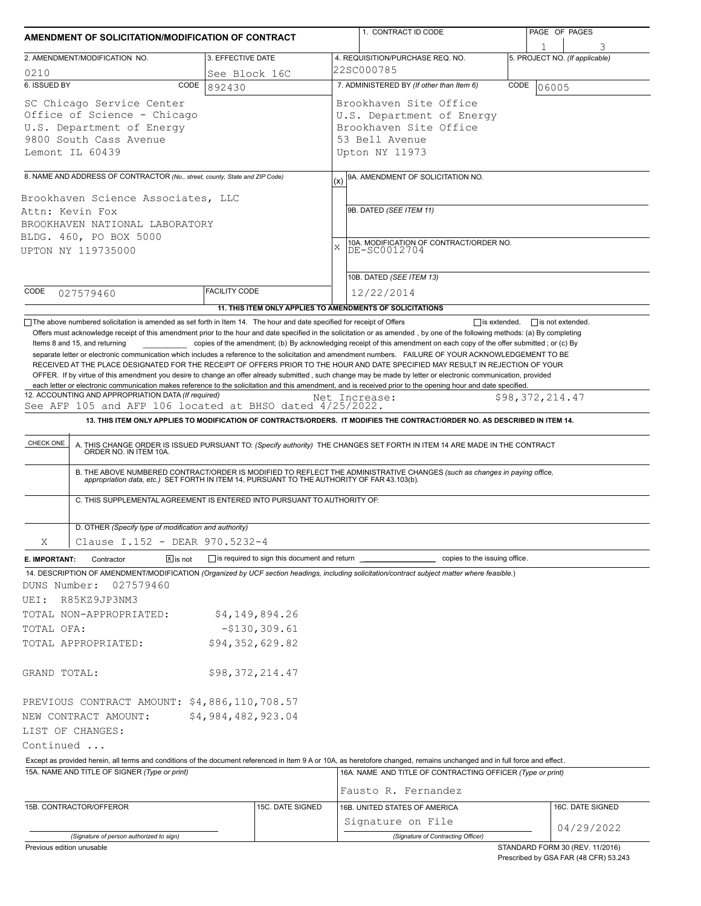# AMENDMENT OF SOLICITATION/MODIFICATION OF CONTRACT

| 1. CONTRACT ID CODE | PAGE OF PAGES |
|---|---|
| | 1 / 3 |

| 2. AMENDMENT/MODIFICATION NO. | 3. EFFECTIVE DATE | 4. REQUISITION/PURCHASE REQ. NO. | 5. PROJECT NO. (If applicable) |
|---|---|---|---|
| 0210 | See Block 16C | 22SC000785 | |

**6. ISSUED BY** CODE 892430

SC Chicago Service Center
Office of Science - Chicago
U.S. Department of Energy
9800 South Cass Avenue
Lemont IL 60439

**7. ADMINISTERED BY** (If other than Item 6) CODE 06005

Brookhaven Site Office
U.S. Department of Energy
Brookhaven Site Office
53 Bell Avenue
Upton NY 11973

**8. NAME AND ADDRESS OF CONTRACTOR** (No., street, county, State and ZIP Code)

Brookhaven Science Associates, LLC
Attn: Kevin Fox
BROOKHAVEN NATIONAL LABORATORY
BLDG. 460, PO BOX 5000
UPTON NY 119735000

CODE 027579460 FACILITY CODE

(x) 9A. AMENDMENT OF SOLICITATION NO.

9B. DATED (SEE ITEM 11)

X 10A. MODIFICATION OF CONTRACT/ORDER NO.
DE-SC0012704

10B. DATED (SEE ITEM 13)
12/22/2014

**11. THIS ITEM ONLY APPLIES TO AMENDMENTS OF SOLICITATIONS**

☐ The above numbered solicitation is amended as set forth in Item 14. The hour and date specified for receipt of Offers ☐ is extended, ☐ is not extended.

Offers must acknowledge receipt of this amendment prior to the hour and date specified in the solicitation or as amended , by one of the following methods: (a) By completing Items 8 and 15, and returning ____________ copies of the amendment; (b) By acknowledging receipt of this amendment on each copy of the offer submitted ; or (c) By separate letter or electronic communication which includes a reference to the solicitation and amendment numbers. FAILURE OF YOUR ACKNOWLEDGEMENT TO BE RECEIVED AT THE PLACE DESIGNATED FOR THE RECEIPT OF OFFERS PRIOR TO THE HOUR AND DATE SPECIFIED MAY RESULT IN REJECTION OF YOUR OFFER. If by virtue of this amendment you desire to change an offer already submitted , such change may be made by letter or electronic communication, provided each letter or electronic communication makes reference to the solicitation and this amendment, and is received prior to the opening hour and date specified.

**12. ACCOUNTING AND APPROPRIATION DATA** (If required)
See AFP 105 and AFP 106 located at BHSO dated 4/25/2022. Net Increase: $98,372,214.47

**13. THIS ITEM ONLY APPLIES TO MODIFICATION OF CONTRACTS/ORDERS. IT MODIFIES THE CONTRACT/ORDER NO. AS DESCRIBED IN ITEM 14.**

| CHECK ONE | |
|---|---|
| | A. THIS CHANGE ORDER IS ISSUED PURSUANT TO: (Specify authority) THE CHANGES SET FORTH IN ITEM 14 ARE MADE IN THE CONTRACT ORDER NO. IN ITEM 10A. |
| | B. THE ABOVE NUMBERED CONTRACT/ORDER IS MODIFIED TO REFLECT THE ADMINISTRATIVE CHANGES (such as changes in paying office, appropriation data, etc.) SET FORTH IN ITEM 14, PURSUANT TO THE AUTHORITY OF FAR 43.103(b). |
| | C. THIS SUPPLEMENTAL AGREEMENT IS ENTERED INTO PURSUANT TO AUTHORITY OF: |
| X | D. OTHER (Specify type of modification and authority) Clause I.152 - DEAR 970.5232-4 |

**E. IMPORTANT:** Contractor ☒ is not ☐ is required to sign this document and return ____________ copies to the issuing office.

**14. DESCRIPTION OF AMENDMENT/MODIFICATION** (Organized by UCF section headings, including solicitation/contract subject matter where feasible.)

DUNS Number: 027579460
UEI: R85KZ9JP3NM3

TOTAL NON-APPROPRIATED: $4,149,894.26
TOTAL OFA: -$130,309.61
TOTAL APPROPRIATED: $94,352,629.82

GRAND TOTAL: $98,372,214.47

PREVIOUS CONTRACT AMOUNT: $4,886,110,708.57
NEW CONTRACT AMOUNT: $4,984,482,923.04
LIST OF CHANGES:
Continued ...

Except as provided herein, all terms and conditions of the document referenced in Item 9 A or 10A, as heretofore changed, remains unchanged and in full force and effect.

| 15A. NAME AND TITLE OF SIGNER (Type or print) | | 16A. NAME AND TITLE OF CONTRACTING OFFICER (Type or print) | |
|---|---|---|---|
| | | Fausto R. Fernandez | |
| 15B. CONTRACTOR/OFFEROR | 15C. DATE SIGNED | 16B. UNITED STATES OF AMERICA | 16C. DATE SIGNED |
| (Signature of person authorized to sign) | | Signature on File (Signature of Contracting Officer) | 04/29/2022 |

Previous edition unusable

STANDARD FORM 30 (REV. 11/2016)
Prescribed by GSA FAR (48 CFR) 53.243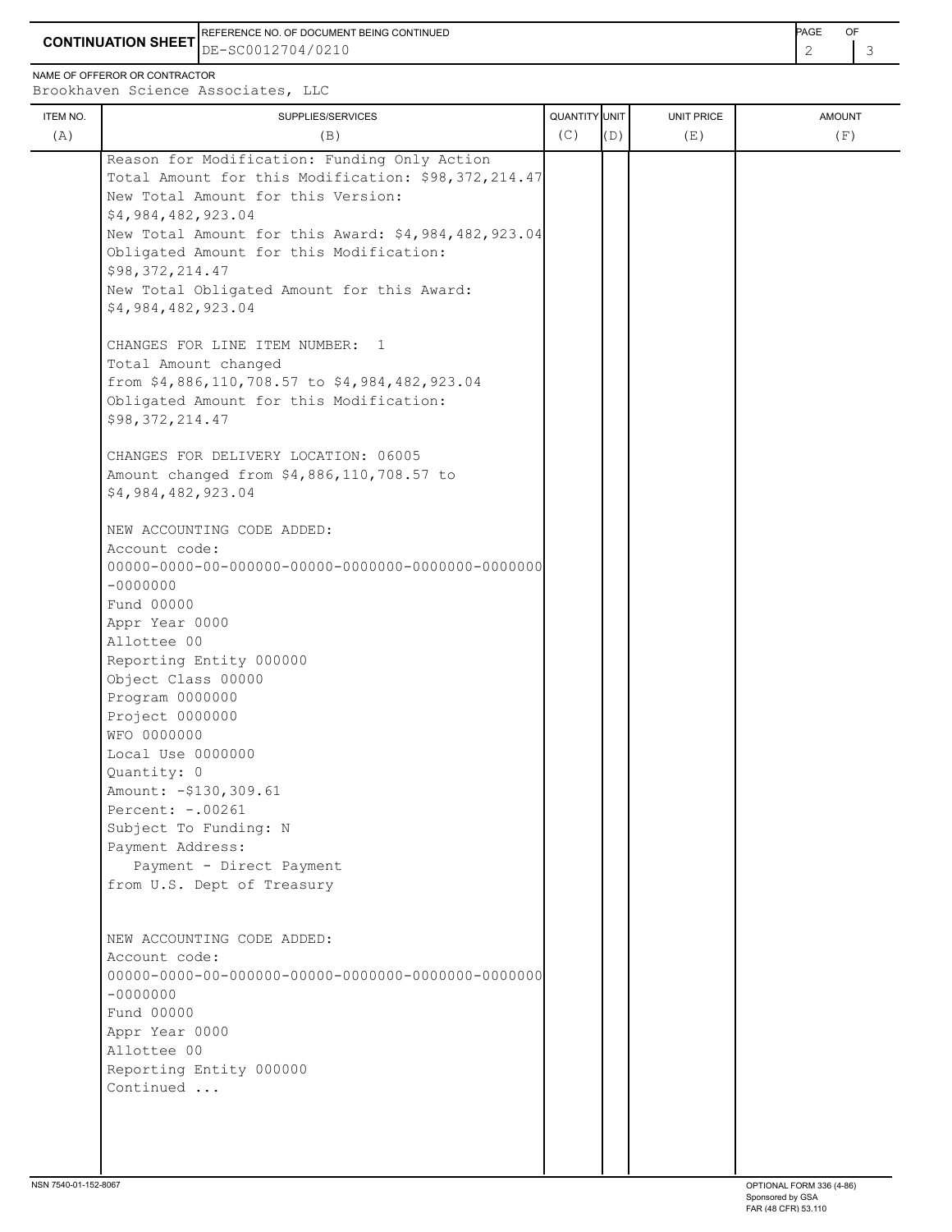**CONTINUATION SHEET**

REFERENCE NO. OF DOCUMENT BEING CONTINUED: DE-SC0012704/0210

NAME OF OFFEROR OR CONTRACTOR: Brookhaven Science Associates, LLC

| ITEM NO. (A) | SUPPLIES/SERVICES (B) | QUANTITY (C) | UNIT (D) | UNIT PRICE (E) | AMOUNT (F) |
|---|---|---|---|---|---|
| | Reason for Modification: Funding Only Action<br>Total Amount for this Modification: $98,372,214.47<br>New Total Amount for this Version: $4,984,482,923.04<br>New Total Amount for this Award: $4,984,482,923.04<br>Obligated Amount for this Modification: $98,372,214.47<br>New Total Obligated Amount for this Award: $4,984,482,923.04<br><br>CHANGES FOR LINE ITEM NUMBER: 1<br>Total Amount changed from $4,886,110,708.57 to $4,984,482,923.04<br>Obligated Amount for this Modification: $98,372,214.47<br><br>CHANGES FOR DELIVERY LOCATION: 06005<br>Amount changed from $4,886,110,708.57 to $4,984,482,923.04<br><br>NEW ACCOUNTING CODE ADDED:<br>Account code:<br>00000-0000-00-000000-00000-0000000-0000000-0000000-0000000<br>Fund 00000<br>Appr Year 0000<br>Allottee 00<br>Reporting Entity 000000<br>Object Class 00000<br>Program 0000000<br>Project 0000000<br>WFO 0000000<br>Local Use 0000000<br>Quantity: 0<br>Amount: -$130,309.61<br>Percent: -.00261<br>Subject To Funding: N<br>Payment Address:<br>Payment - Direct Payment from U.S. Dept of Treasury<br><br>NEW ACCOUNTING CODE ADDED:<br>Account code:<br>00000-0000-00-000000-00000-0000000-0000000-0000000-0000000<br>Fund 00000<br>Appr Year 0000<br>Allottee 00<br>Reporting Entity 000000<br>Continued ... | | | | |

NSN 7540-01-152-8067

OPTIONAL FORM 336 (4-86)
Sponsored by GSA
FAR (48 CFR) 53.110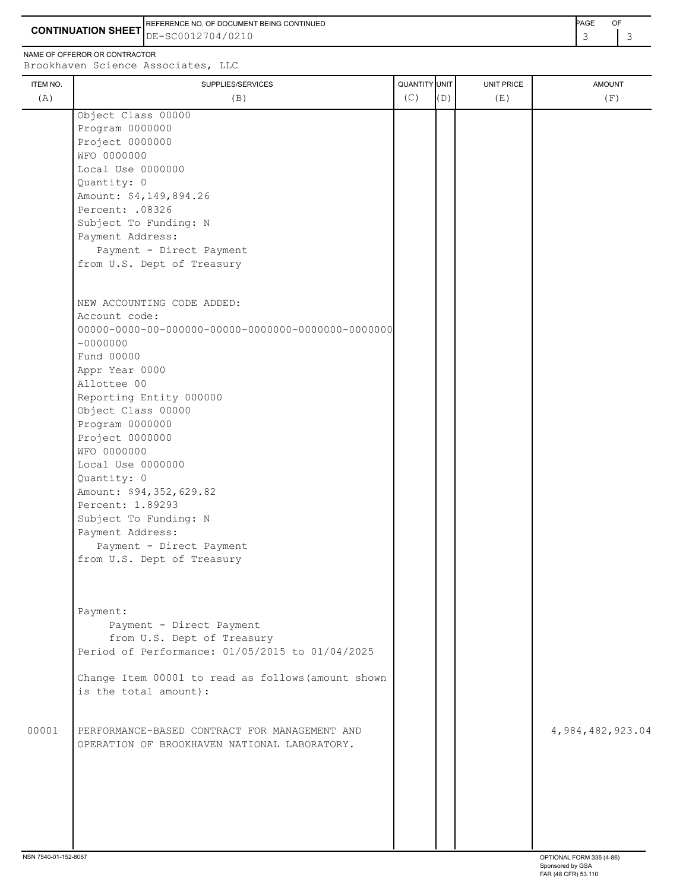**CONTINUATION SHEET**

REFERENCE NO. OF DOCUMENT BEING CONTINUED: DE-SC0012704/0210

NAME OF OFFEROR OR CONTRACTOR: Brookhaven Science Associates, LLC

| ITEM NO. (A) | SUPPLIES/SERVICES (B) | QUANTITY (C) | UNIT (D) | UNIT PRICE (E) | AMOUNT (F) |
|---|---|---|---|---|---|
| | Object Class 00000<br>Program 0000000<br>Project 0000000<br>WFO 0000000<br>Local Use 0000000<br>Quantity: 0<br>Amount: $4,149,894.26<br>Percent: .08326<br>Subject To Funding: N<br>Payment Address:<br>Payment - Direct Payment<br>from U.S. Dept of Treasury<br><br>NEW ACCOUNTING CODE ADDED:<br>Account code:<br>00000-0000-00-000000-00000-0000000-0000000-0000000-0000000<br>Fund 00000<br>Appr Year 0000<br>Allottee 00<br>Reporting Entity 000000<br>Object Class 00000<br>Program 0000000<br>Project 0000000<br>WFO 0000000<br>Local Use 0000000<br>Quantity: 0<br>Amount: $94,352,629.82<br>Percent: 1.89293<br>Subject To Funding: N<br>Payment Address:<br>Payment - Direct Payment<br>from U.S. Dept of Treasury<br><br>Payment:<br>Payment - Direct Payment<br>from U.S. Dept of Treasury<br>Period of Performance: 01/05/2015 to 01/04/2025<br><br>Change Item 00001 to read as follows(amount shown is the total amount): | | | | |
| 00001 | PERFORMANCE-BASED CONTRACT FOR MANAGEMENT AND OPERATION OF BROOKHAVEN NATIONAL LABORATORY. | | | | 4,984,482,923.04 |

NSN 7540-01-152-8067

OPTIONAL FORM 336 (4-86)
Sponsored by GSA
FAR (48 CFR) 53.110